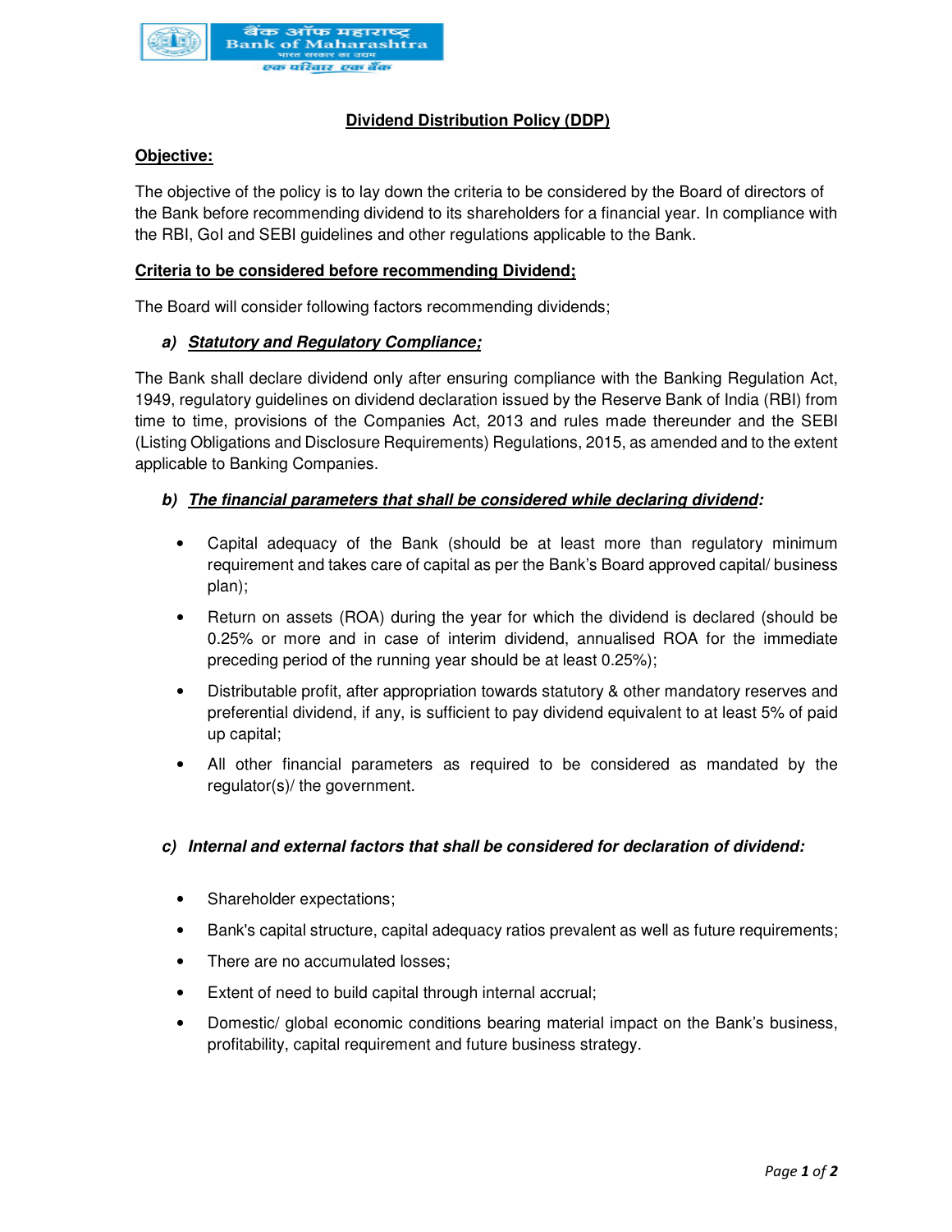# Dividend Distribution Policy (DDP)

## Objective:

The objective of the policy is to lay down the criteria to be considered by the Board of directors of the Bank before recommending dividend to its shareholders for a financial year. In compliance with the RBI, GoI and SEBI guidelines and other regulations applicable to the Bank.

## Criteria to be considered before recommending Dividend;

The Board will consider following factors recommending dividends;

### a) ***Statutory and Regulatory Compliance;***

The Bank shall declare dividend only after ensuring compliance with the Banking Regulation Act, 1949, regulatory guidelines on dividend declaration issued by the Reserve Bank of India (RBI) from time to time, provisions of the Companies Act, 2013 and rules made thereunder and the SEBI (Listing Obligations and Disclosure Requirements) Regulations, 2015, as amended and to the extent applicable to Banking Companies.

### b) ***The financial parameters that shall be considered while declaring dividend:***

- Capital adequacy of the Bank (should be at least more than regulatory minimum requirement and takes care of capital as per the Bank's Board approved capital/ business plan);
- Return on assets (ROA) during the year for which the dividend is declared (should be 0.25% or more and in case of interim dividend, annualised ROA for the immediate preceding period of the running year should be at least 0.25%);
- Distributable profit, after appropriation towards statutory & other mandatory reserves and preferential dividend, if any, is sufficient to pay dividend equivalent to at least 5% of paid up capital;
- All other financial parameters as required to be considered as mandated by the regulator(s)/ the government.

### c) ***Internal and external factors that shall be considered for declaration of dividend:***

- Shareholder expectations;
- Bank's capital structure, capital adequacy ratios prevalent as well as future requirements;
- There are no accumulated losses;
- Extent of need to build capital through internal accrual;
- Domestic/ global economic conditions bearing material impact on the Bank's business, profitability, capital requirement and future business strategy.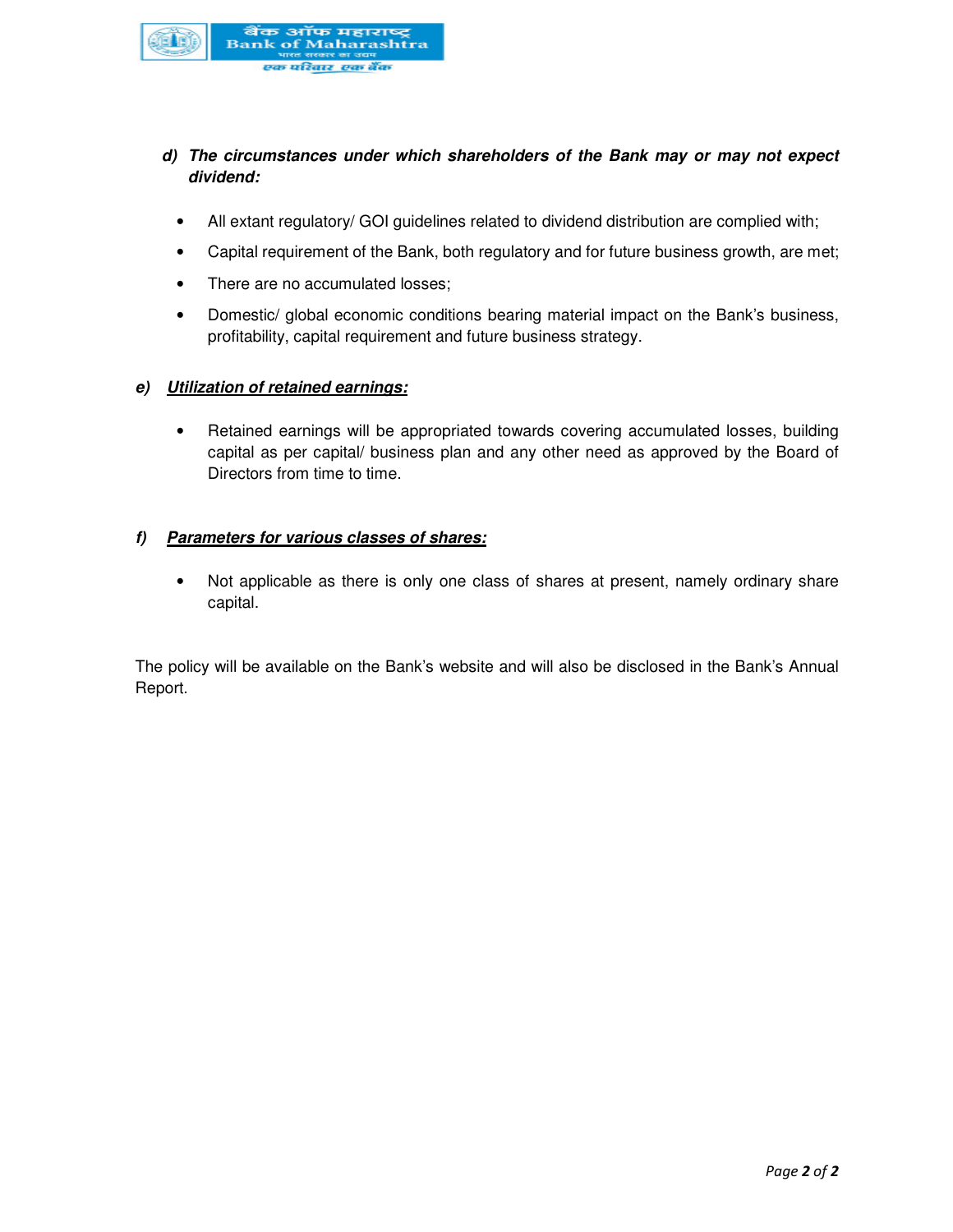***d) The circumstances under which shareholders of the Bank may or may not expect dividend:***

- All extant regulatory/ GOI guidelines related to dividend distribution are complied with;
- Capital requirement of the Bank, both regulatory and for future business growth, are met;
- There are no accumulated losses;
- Domestic/ global economic conditions bearing material impact on the Bank's business, profitability, capital requirement and future business strategy.

***e) <u>Utilization of retained earnings:</u>***

- Retained earnings will be appropriated towards covering accumulated losses, building capital as per capital/ business plan and any other need as approved by the Board of Directors from time to time.

***f) <u>Parameters for various classes of shares:</u>***

- Not applicable as there is only one class of shares at present, namely ordinary share capital.

The policy will be available on the Bank's website and will also be disclosed in the Bank's Annual Report.